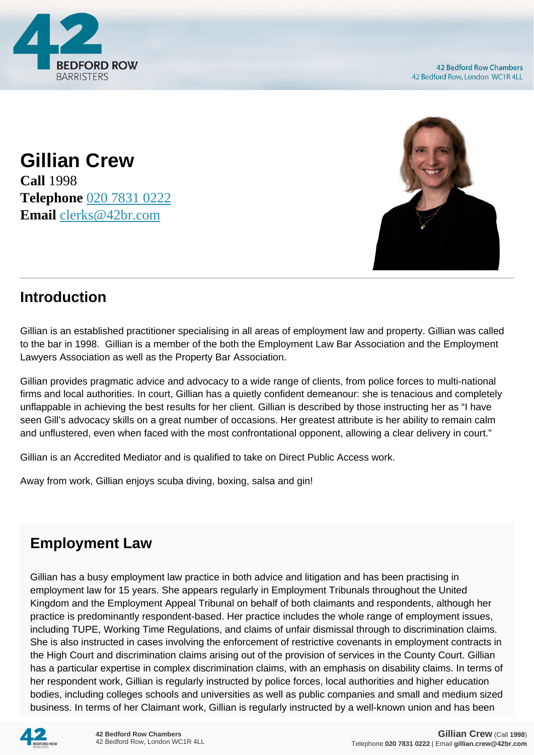# Gillian Crew

**Call** 1998
**Telephone** 020 7831 0222
**Email** clerks@42br.com

## Introduction

Gillian is an established practitioner specialising in all areas of employment law and property. Gillian was called to the bar in 1998. Gillian is a member of the both the Employment Law Bar Association and the Employment Lawyers Association as well as the Property Bar Association.

Gillian provides pragmatic advice and advocacy to a wide range of clients, from police forces to multi-national firms and local authorities. In court, Gillian has a quietly confident demeanour: she is tenacious and completely unflappable in achieving the best results for her client. Gillian is described by those instructing her as "I have seen Gill's advocacy skills on a great number of occasions. Her greatest attribute is her ability to remain calm and unflustered, even when faced with the most confrontational opponent, allowing a clear delivery in court."

Gillian is an Accredited Mediator and is qualified to take on Direct Public Access work.

Away from work, Gillian enjoys scuba diving, boxing, salsa and gin!

## Employment Law

Gillian has a busy employment law practice in both advice and litigation and has been practising in employment law for 15 years. She appears regularly in Employment Tribunals throughout the United Kingdom and the Employment Appeal Tribunal on behalf of both claimants and respondents, although her practice is predominantly respondent-based. Her practice includes the whole range of employment issues, including TUPE, Working Time Regulations, and claims of unfair dismissal through to discrimination claims. She is also instructed in cases involving the enforcement of restrictive covenants in employment contracts in the High Court and discrimination claims arising out of the provision of services in the County Court. Gillian has a particular expertise in complex discrimination claims, with an emphasis on disability claims. In terms of her respondent work, Gillian is regularly instructed by police forces, local authorities and higher education bodies, including colleges schools and universities as well as public companies and small and medium sized business. In terms of her Claimant work, Gillian is regularly instructed by a well-known union and has been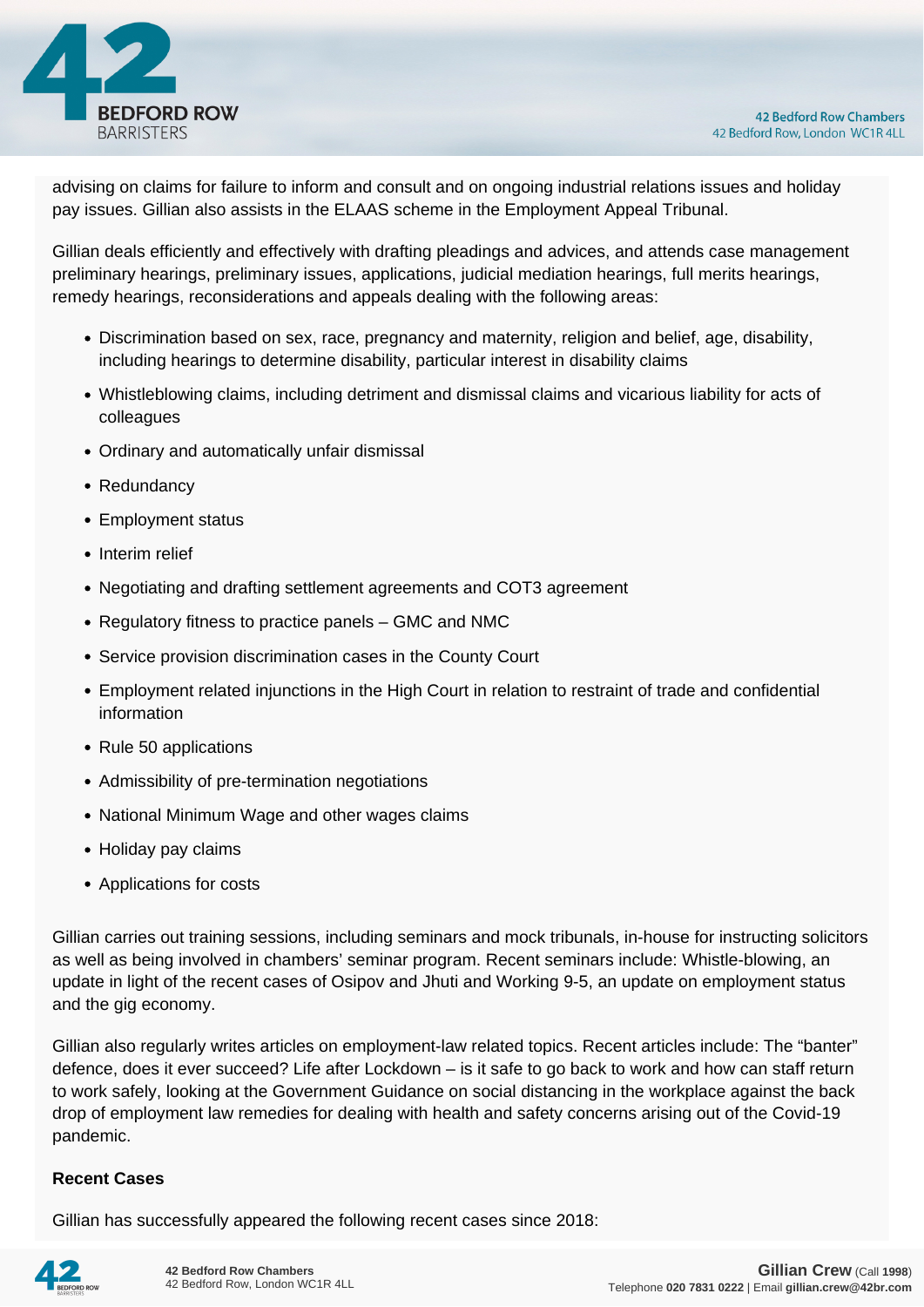advising on claims for failure to inform and consult and on ongoing industrial relations issues and holiday pay issues. Gillian also assists in the ELAAS scheme in the Employment Appeal Tribunal.

Gillian deals efficiently and effectively with drafting pleadings and advices, and attends case management preliminary hearings, preliminary issues, applications, judicial mediation hearings, full merits hearings, remedy hearings, reconsiderations and appeals dealing with the following areas:

- Discrimination based on sex, race, pregnancy and maternity, religion and belief, age, disability, including hearings to determine disability, particular interest in disability claims
- Whistleblowing claims, including detriment and dismissal claims and vicarious liability for acts of colleagues
- Ordinary and automatically unfair dismissal
- Redundancy
- Employment status
- Interim relief
- Negotiating and drafting settlement agreements and COT3 agreement
- Regulatory fitness to practice panels – GMC and NMC
- Service provision discrimination cases in the County Court
- Employment related injunctions in the High Court in relation to restraint of trade and confidential information
- Rule 50 applications
- Admissibility of pre-termination negotiations
- National Minimum Wage and other wages claims
- Holiday pay claims
- Applications for costs

Gillian carries out training sessions, including seminars and mock tribunals, in-house for instructing solicitors as well as being involved in chambers' seminar program. Recent seminars include: Whistle-blowing, an update in light of the recent cases of Osipov and Jhuti and Working 9-5, an update on employment status and the gig economy.

Gillian also regularly writes articles on employment-law related topics. Recent articles include: The "banter" defence, does it ever succeed? Life after Lockdown – is it safe to go back to work and how can staff return to work safely, looking at the Government Guidance on social distancing in the workplace against the back drop of employment law remedies for dealing with health and safety concerns arising out of the Covid-19 pandemic.

**Recent Cases**

Gillian has successfully appeared the following recent cases since 2018: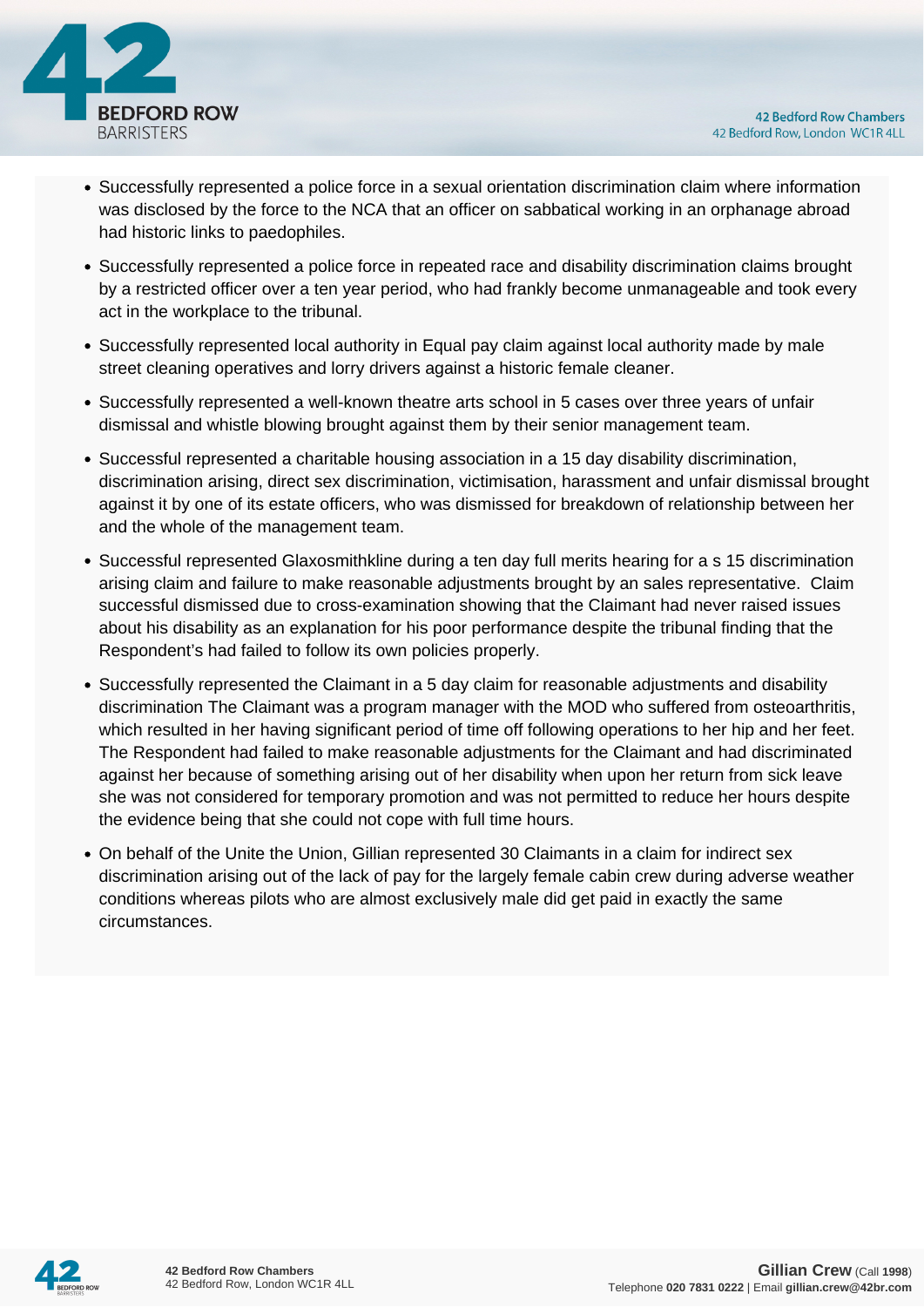- Successfully represented a police force in a sexual orientation discrimination claim where information was disclosed by the force to the NCA that an officer on sabbatical working in an orphanage abroad had historic links to paedophiles.
- Successfully represented a police force in repeated race and disability discrimination claims brought by a restricted officer over a ten year period, who had frankly become unmanageable and took every act in the workplace to the tribunal.
- Successfully represented local authority in Equal pay claim against local authority made by male street cleaning operatives and lorry drivers against a historic female cleaner.
- Successfully represented a well-known theatre arts school in 5 cases over three years of unfair dismissal and whistle blowing brought against them by their senior management team.
- Successful represented a charitable housing association in a 15 day disability discrimination, discrimination arising, direct sex discrimination, victimisation, harassment and unfair dismissal brought against it by one of its estate officers, who was dismissed for breakdown of relationship between her and the whole of the management team.
- Successful represented Glaxosmithkline during a ten day full merits hearing for a s 15 discrimination arising claim and failure to make reasonable adjustments brought by an sales representative. Claim successful dismissed due to cross-examination showing that the Claimant had never raised issues about his disability as an explanation for his poor performance despite the tribunal finding that the Respondent's had failed to follow its own policies properly.
- Successfully represented the Claimant in a 5 day claim for reasonable adjustments and disability discrimination The Claimant was a program manager with the MOD who suffered from osteoarthritis, which resulted in her having significant period of time off following operations to her hip and her feet. The Respondent had failed to make reasonable adjustments for the Claimant and had discriminated against her because of something arising out of her disability when upon her return from sick leave she was not considered for temporary promotion and was not permitted to reduce her hours despite the evidence being that she could not cope with full time hours.
- On behalf of the Unite the Union, Gillian represented 30 Claimants in a claim for indirect sex discrimination arising out of the lack of pay for the largely female cabin crew during adverse weather conditions whereas pilots who are almost exclusively male did get paid in exactly the same circumstances.